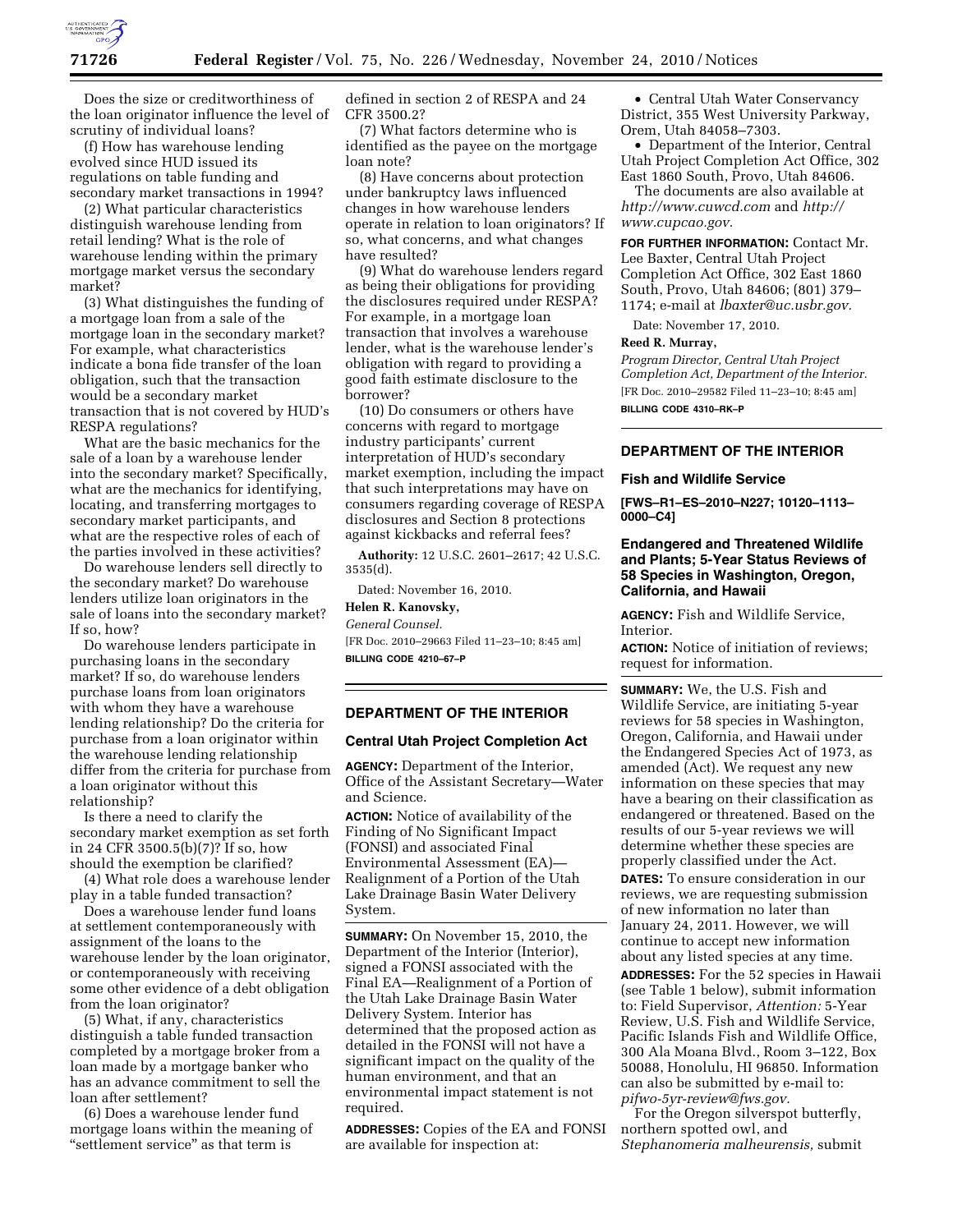Does the size or creditworthiness of the loan originator influence the level of scrutiny of individual loans?

(f) How has warehouse lending evolved since HUD issued its regulations on table funding and secondary market transactions in 1994?

(2) What particular characteristics distinguish warehouse lending from retail lending? What is the role of warehouse lending within the primary mortgage market versus the secondary market?

(3) What distinguishes the funding of a mortgage loan from a sale of the mortgage loan in the secondary market? For example, what characteristics indicate a bona fide transfer of the loan obligation, such that the transaction would be a secondary market transaction that is not covered by HUD's RESPA regulations?

What are the basic mechanics for the sale of a loan by a warehouse lender into the secondary market? Specifically, what are the mechanics for identifying, locating, and transferring mortgages to secondary market participants, and what are the respective roles of each of the parties involved in these activities?

Do warehouse lenders sell directly to the secondary market? Do warehouse lenders utilize loan originators in the sale of loans into the secondary market? If so, how?

Do warehouse lenders participate in purchasing loans in the secondary market? If so, do warehouse lenders purchase loans from loan originators with whom they have a warehouse lending relationship? Do the criteria for purchase from a loan originator within the warehouse lending relationship differ from the criteria for purchase from a loan originator without this relationship?

Is there a need to clarify the secondary market exemption as set forth in 24 CFR 3500.5(b)(7)? If so, how should the exemption be clarified?

(4) What role does a warehouse lender play in a table funded transaction?

Does a warehouse lender fund loans at settlement contemporaneously with assignment of the loans to the warehouse lender by the loan originator, or contemporaneously with receiving some other evidence of a debt obligation from the loan originator?

(5) What, if any, characteristics distinguish a table funded transaction completed by a mortgage broker from a loan made by a mortgage banker who has an advance commitment to sell the loan after settlement?

(6) Does a warehouse lender fund mortgage loans within the meaning of "settlement service" as that term is defined in section 2 of RESPA and 24 CFR 3500.2?

(7) What factors determine who is identified as the payee on the mortgage loan note?

(8) Have concerns about protection under bankruptcy laws influenced changes in how warehouse lenders operate in relation to loan originators? If so, what concerns, and what changes have resulted?

(9) What do warehouse lenders regard as being their obligations for providing the disclosures required under RESPA? For example, in a mortgage loan transaction that involves a warehouse lender, what is the warehouse lender's obligation with regard to providing a good faith estimate disclosure to the borrower?

(10) Do consumers or others have concerns with regard to mortgage industry participants' current interpretation of HUD's secondary market exemption, including the impact that such interpretations may have on consumers regarding coverage of RESPA disclosures and Section 8 protections against kickbacks and referral fees?

**Authority:** 12 U.S.C. 2601–2617; 42 U.S.C. 3535(d).

Dated: November 16, 2010.

**Helen R. Kanovsky,**

*General Counsel.*

[FR Doc. 2010–29663 Filed 11–23–10; 8:45 am]

**BILLING CODE 4210–67–P**

## DEPARTMENT OF THE INTERIOR

### Central Utah Project Completion Act

**AGENCY:** Department of the Interior, Office of the Assistant Secretary—Water and Science.

**ACTION:** Notice of availability of the Finding of No Significant Impact (FONSI) and associated Final Environmental Assessment (EA)—Realignment of a Portion of the Utah Lake Drainage Basin Water Delivery System.

**SUMMARY:** On November 15, 2010, the Department of the Interior (Interior), signed a FONSI associated with the Final EA—Realignment of a Portion of the Utah Lake Drainage Basin Water Delivery System. Interior has determined that the proposed action as detailed in the FONSI will not have a significant impact on the quality of the human environment, and that an environmental impact statement is not required.

**ADDRESSES:** Copies of the EA and FONSI are available for inspection at:

- Central Utah Water Conservancy District, 355 West University Parkway, Orem, Utah 84058–7303.
- Department of the Interior, Central Utah Project Completion Act Office, 302 East 1860 South, Provo, Utah 84606.

The documents are also available at *http://www.cuwcd.com* and *http://www.cupcao.gov*.

**FOR FURTHER INFORMATION:** Contact Mr. Lee Baxter, Central Utah Project Completion Act Office, 302 East 1860 South, Provo, Utah 84606; (801) 379–1174; e-mail at *lbaxter@uc.usbr.gov.*

Date: November 17, 2010.

**Reed R. Murray,**

*Program Director, Central Utah Project Completion Act, Department of the Interior.*

[FR Doc. 2010–29582 Filed 11–23–10; 8:45 am]

**BILLING CODE 4310–RK–P**

## DEPARTMENT OF THE INTERIOR

### Fish and Wildlife Service

**[FWS–R1–ES–2010–N227; 10120–1113–0000–C4]**

### Endangered and Threatened Wildlife and Plants; 5-Year Status Reviews of 58 Species in Washington, Oregon, California, and Hawaii

**AGENCY:** Fish and Wildlife Service, Interior.

**ACTION:** Notice of initiation of reviews; request for information.

**SUMMARY:** We, the U.S. Fish and Wildlife Service, are initiating 5-year reviews for 58 species in Washington, Oregon, California, and Hawaii under the Endangered Species Act of 1973, as amended (Act). We request any new information on these species that may have a bearing on their classification as endangered or threatened. Based on the results of our 5-year reviews we will determine whether these species are properly classified under the Act.

**DATES:** To ensure consideration in our reviews, we are requesting submission of new information no later than January 24, 2011. However, we will continue to accept new information about any listed species at any time.

**ADDRESSES:** For the 52 species in Hawaii (see Table 1 below), submit information to: Field Supervisor, *Attention:* 5-Year Review, U.S. Fish and Wildlife Service, Pacific Islands Fish and Wildlife Office, 300 Ala Moana Blvd., Room 3–122, Box 50088, Honolulu, HI 96850. Information can also be submitted by e-mail to: *pifwo-5yr-review@fws.gov.*

For the Oregon silverspot butterfly, northern spotted owl, and *Stephanomeria malheurensis,* submit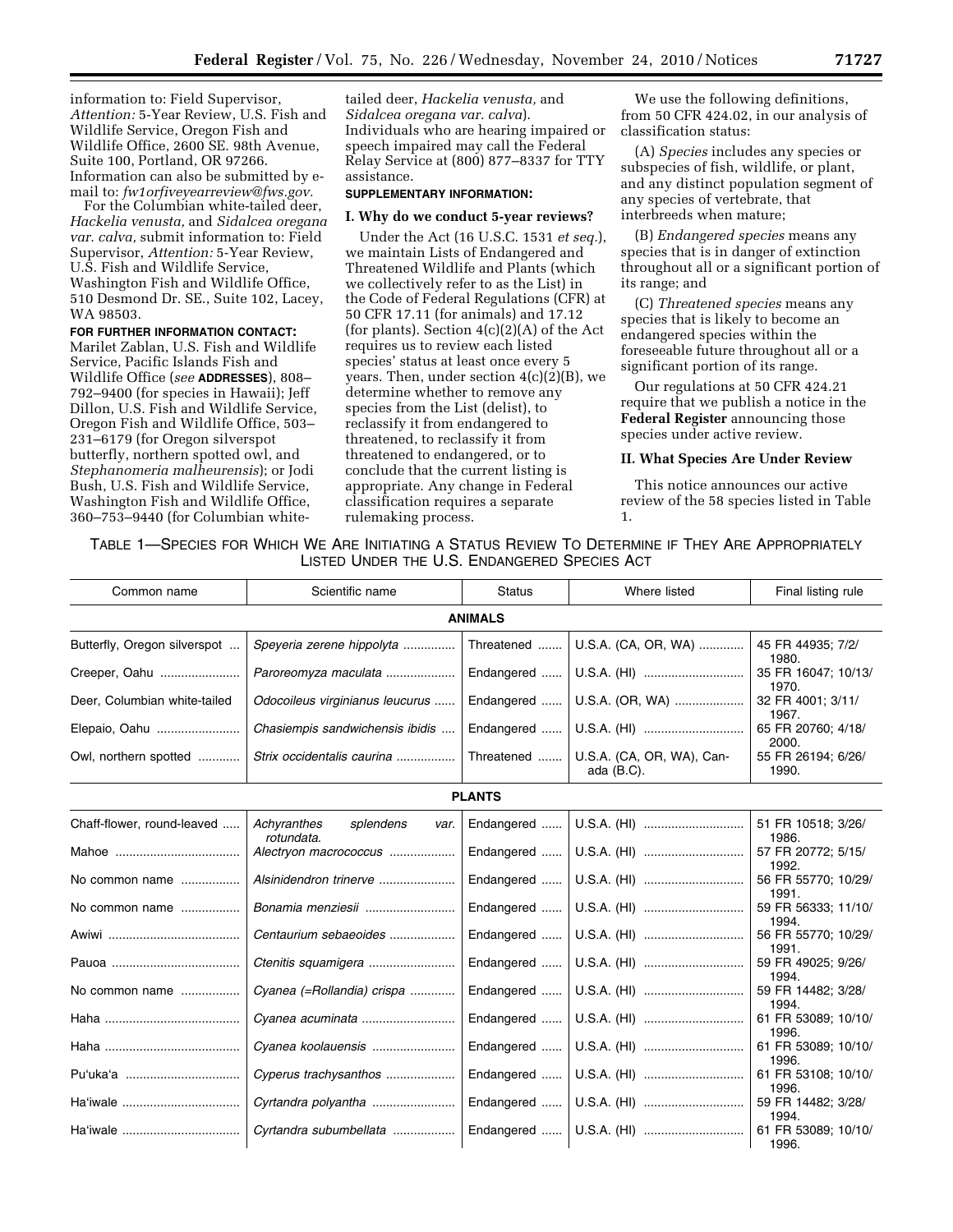information to: Field Supervisor, *Attention:* 5-Year Review, U.S. Fish and Wildlife Service, Oregon Fish and Wildlife Office, 2600 SE. 98th Avenue, Suite 100, Portland, OR 97266. Information can also be submitted by e-mail to: *fw1orfiveyearreview@fws.gov.*

For the Columbian white-tailed deer, *Hackelia venusta,* and *Sidalcea oregana var. calva,* submit information to: Field Supervisor, *Attention:* 5-Year Review, U.S. Fish and Wildlife Service, Washington Fish and Wildlife Office, 510 Desmond Dr. SE., Suite 102, Lacey, WA 98503.

**FOR FURTHER INFORMATION CONTACT:** Marilet Zablan, U.S. Fish and Wildlife Service, Pacific Islands Fish and Wildlife Office (*see* **ADDRESSES**), 808–792–9400 (for species in Hawaii); Jeff Dillon, U.S. Fish and Wildlife Service, Oregon Fish and Wildlife Office, 503–231–6179 (for Oregon silverspot butterfly, northern spotted owl, and *Stephanomeria malheurensis*); or Jodi Bush, U.S. Fish and Wildlife Service, Washington Fish and Wildlife Office, 360–753–9440 (for Columbian white-tailed deer, *Hackelia venusta,* and *Sidalcea oregana var. calva*). Individuals who are hearing impaired or speech impaired may call the Federal Relay Service at (800) 877–8337 for TTY assistance.

**SUPPLEMENTARY INFORMATION:**

## I. Why do we conduct 5-year reviews?

Under the Act (16 U.S.C. 1531 *et seq.*), we maintain Lists of Endangered and Threatened Wildlife and Plants (which we collectively refer to as the List) in the Code of Federal Regulations (CFR) at 50 CFR 17.11 (for animals) and 17.12 (for plants). Section 4(c)(2)(A) of the Act requires us to review each listed species' status at least once every 5 years. Then, under section 4(c)(2)(B), we determine whether to remove any species from the List (delist), to reclassify it from endangered to threatened, to reclassify it from threatened to endangered, or to conclude that the current listing is appropriate. Any change in Federal classification requires a separate rulemaking process.

We use the following definitions, from 50 CFR 424.02, in our analysis of classification status:

(A) *Species* includes any species or subspecies of fish, wildlife, or plant, and any distinct population segment of any species of vertebrate, that interbreeds when mature;

(B) *Endangered species* means any species that is in danger of extinction throughout all or a significant portion of its range; and

(C) *Threatened species* means any species that is likely to become an endangered species within the foreseeable future throughout all or a significant portion of its range.

Our regulations at 50 CFR 424.21 require that we publish a notice in the **Federal Register** announcing those species under active review.

## II. What Species Are Under Review

This notice announces our active review of the 58 species listed in Table 1.

TABLE 1—SPECIES FOR WHICH WE ARE INITIATING A STATUS REVIEW TO DETERMINE IF THEY ARE APPROPRIATELY LISTED UNDER THE U.S. ENDANGERED SPECIES ACT

| Common name | Scientific name | Status | Where listed | Final listing rule |
|---|---|---|---|---|
| **ANIMALS** | | | | |
| Butterfly, Oregon silverspot | *Speyeria zerene hippolyta* | Threatened | U.S.A. (CA, OR, WA) | 45 FR 44935; 7/2/1980. |
| Creeper, Oahu | *Paroreomyza maculata* | Endangered | U.S.A. (HI) | 35 FR 16047; 10/13/1970. |
| Deer, Columbian white-tailed | *Odocoileus virginianus leucurus* | Endangered | U.S.A. (OR, WA) | 32 FR 4001; 3/11/1967. |
| Elepaio, Oahu | *Chasiempis sandwichensis ibidis* | Endangered | U.S.A. (HI) | 65 FR 20760; 4/18/2000. |
| Owl, northern spotted | *Strix occidentalis caurina* | Threatened | U.S.A. (CA, OR, WA), Canada (B.C.). | 55 FR 26194; 6/26/1990. |
| **PLANTS** | | | | |
| Chaff-flower, round-leaved | *Achyranthes splendens* var. *rotundata.* | Endangered | U.S.A. (HI) | 51 FR 10518; 3/26/1986. |
| Mahoe | *Alectryon macrococcus* | Endangered | U.S.A. (HI) | 57 FR 20772; 5/15/1992. |
| No common name | *Alsinidendron trinerve* | Endangered | U.S.A. (HI) | 56 FR 55770; 10/29/1991. |
| No common name | *Bonamia menziesii* | Endangered | U.S.A. (HI) | 59 FR 56333; 11/10/1994. |
| Awiwi | *Centaurium sebaeoides* | Endangered | U.S.A. (HI) | 56 FR 55770; 10/29/1991. |
| Pauoa | *Ctenitis squamigera* | Endangered | U.S.A. (HI) | 59 FR 49025; 9/26/1994. |
| No common name | *Cyanea (=Rollandia) crispa* | Endangered | U.S.A. (HI) | 59 FR 14482; 3/28/1994. |
| Haha | *Cyanea acuminata* | Endangered | U.S.A. (HI) | 61 FR 53089; 10/10/1996. |
| Haha | *Cyanea koolauensis* | Endangered | U.S.A. (HI) | 61 FR 53089; 10/10/1996. |
| Pu'uka'a | *Cyperus trachysanthos* | Endangered | U.S.A. (HI) | 61 FR 53108; 10/10/1996. |
| Ha'iwale | *Cyrtandra polyantha* | Endangered | U.S.A. (HI) | 59 FR 14482; 3/28/1994. |
| Ha'iwale | *Cyrtandra subumbellata* | Endangered | U.S.A. (HI) | 61 FR 53089; 10/10/1996. |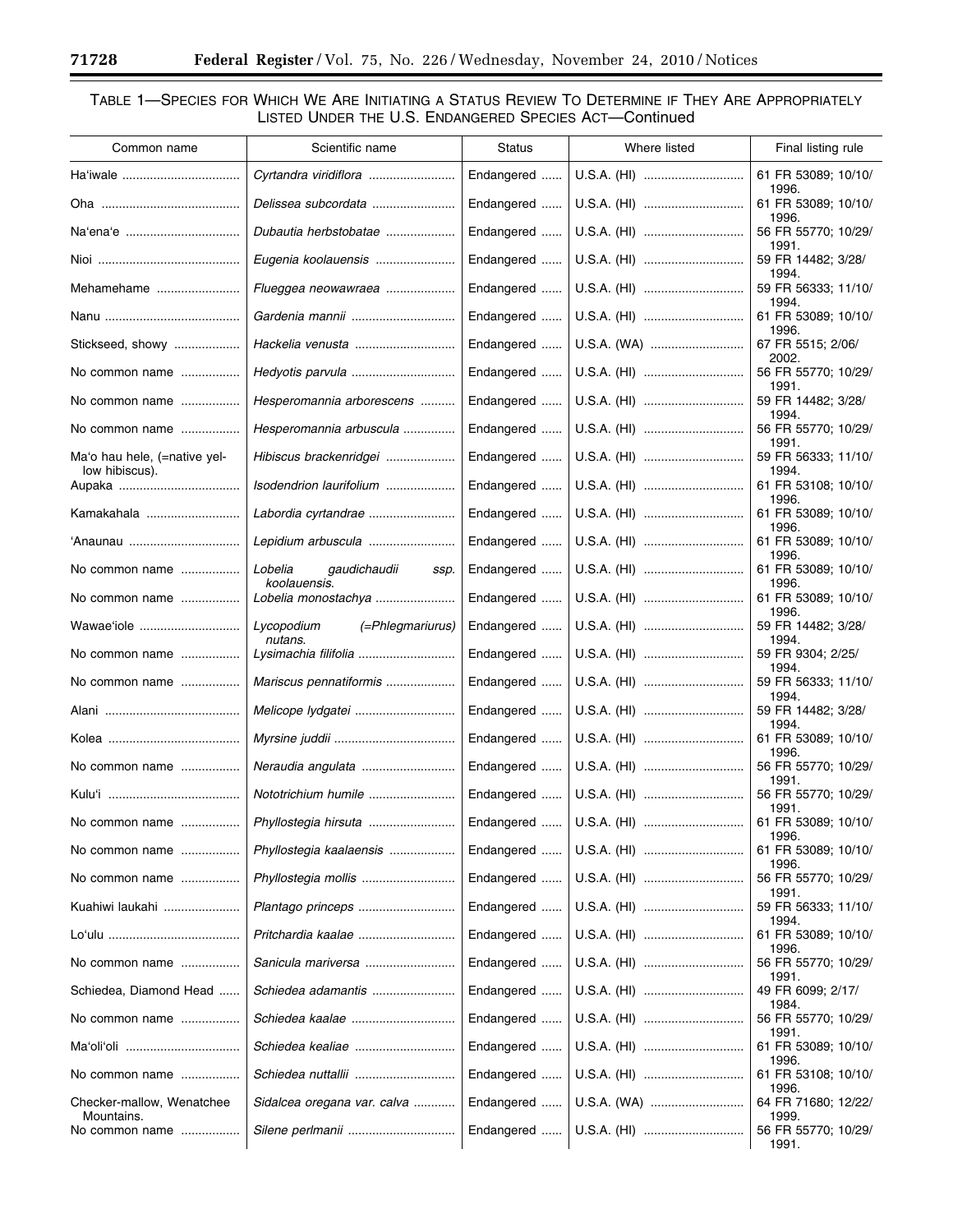### TABLE 1—SPECIES FOR WHICH WE ARE INITIATING A STATUS REVIEW TO DETERMINE IF THEY ARE APPROPRIATELY LISTED UNDER THE U.S. ENDANGERED SPECIES ACT—Continued

| Common name | Scientific name | Status | Where listed | Final listing rule |
|---|---|---|---|---|
| Ha'iwale | *Cyrtandra viridiflora* | Endangered | U.S.A. (HI) | 61 FR 53089; 10/10/1996. |
| Oha | *Delissea subcordata* | Endangered | U.S.A. (HI) | 61 FR 53089; 10/10/1996. |
| Na'ena'e | *Dubautia herbstobatae* | Endangered | U.S.A. (HI) | 56 FR 55770; 10/29/1991. |
| Nioi | *Eugenia koolauensis* | Endangered | U.S.A. (HI) | 59 FR 14482; 3/28/1994. |
| Mehamehame | *Flueggea neowawraea* | Endangered | U.S.A. (HI) | 59 FR 56333; 11/10/1994. |
| Nanu | *Gardenia mannii* | Endangered | U.S.A. (HI) | 61 FR 53089; 10/10/1996. |
| Stickseed, showy | *Hackelia venusta* | Endangered | U.S.A. (WA) | 67 FR 5515; 2/06/2002. |
| No common name | *Hedyotis parvula* | Endangered | U.S.A. (HI) | 56 FR 55770; 10/29/1991. |
| No common name | *Hesperomannia arborescens* | Endangered | U.S.A. (HI) | 59 FR 14482; 3/28/1994. |
| No common name | *Hesperomannia arbuscula* | Endangered | U.S.A. (HI) | 56 FR 55770; 10/29/1991. |
| Ma'o hau hele, (=native yellow hibiscus). | *Hibiscus brackenridgei* | Endangered | U.S.A. (HI) | 59 FR 56333; 11/10/1994. |
| Aupaka | *Isodendrion laurifolium* | Endangered | U.S.A. (HI) | 61 FR 53108; 10/10/1996. |
| Kamakahala | *Labordia cyrtandrae* | Endangered | U.S.A. (HI) | 61 FR 53089; 10/10/1996. |
| 'Anaunau | *Lepidium arbuscula* | Endangered | U.S.A. (HI) | 61 FR 53089; 10/10/1996. |
| No common name | *Lobelia gaudichaudii ssp. koolauensis.* | Endangered | U.S.A. (HI) | 61 FR 53089; 10/10/1996. |
| No common name | *Lobelia monostachya* | Endangered | U.S.A. (HI) | 61 FR 53089; 10/10/1996. |
| Wawae'iole | *Lycopodium (=Phlegmariurus) nutans.* | Endangered | U.S.A. (HI) | 59 FR 14482; 3/28/1994. |
| No common name | *Lysimachia filifolia* | Endangered | U.S.A. (HI) | 59 FR 9304; 2/25/1994. |
| No common name | *Mariscus pennatiformis* | Endangered | U.S.A. (HI) | 59 FR 56333; 11/10/1994. |
| Alani | *Melicope lydgatei* | Endangered | U.S.A. (HI) | 59 FR 14482; 3/28/1994. |
| Kolea | *Myrsine juddii* | Endangered | U.S.A. (HI) | 61 FR 53089; 10/10/1996. |
| No common name | *Neraudia angulata* | Endangered | U.S.A. (HI) | 56 FR 55770; 10/29/1991. |
| Kulu'i | *Nototrichium humile* | Endangered | U.S.A. (HI) | 56 FR 55770; 10/29/1991. |
| No common name | *Phyllostegia hirsuta* | Endangered | U.S.A. (HI) | 61 FR 53089; 10/10/1996. |
| No common name | *Phyllostegia kaalaensis* | Endangered | U.S.A. (HI) | 61 FR 53089; 10/10/1996. |
| No common name | *Phyllostegia mollis* | Endangered | U.S.A. (HI) | 56 FR 55770; 10/29/1991. |
| Kuahiwi laukahi | *Plantago princeps* | Endangered | U.S.A. (HI) | 59 FR 56333; 11/10/1994. |
| Lo'ulu | *Pritchardia kaalae* | Endangered | U.S.A. (HI) | 61 FR 53089; 10/10/1996. |
| No common name | *Sanicula mariversa* | Endangered | U.S.A. (HI) | 56 FR 55770; 10/29/1991. |
| Schiedea, Diamond Head | *Schiedea adamantis* | Endangered | U.S.A. (HI) | 49 FR 6099; 2/17/1984. |
| No common name | *Schiedea kaalae* | Endangered | U.S.A. (HI) | 56 FR 55770; 10/29/1991. |
| Ma'oli'oli | *Schiedea kealiae* | Endangered | U.S.A. (HI) | 61 FR 53089; 10/10/1996. |
| No common name | *Schiedea nuttallii* | Endangered | U.S.A. (HI) | 61 FR 53108; 10/10/1996. |
| Checker-mallow, Wenatchee Mountains. | *Sidalcea oregana var. calva* | Endangered | U.S.A. (WA) | 64 FR 71680; 12/22/1999. |
| No common name | *Silene perlmanii* | Endangered | U.S.A. (HI) | 56 FR 55770; 10/29/1991. |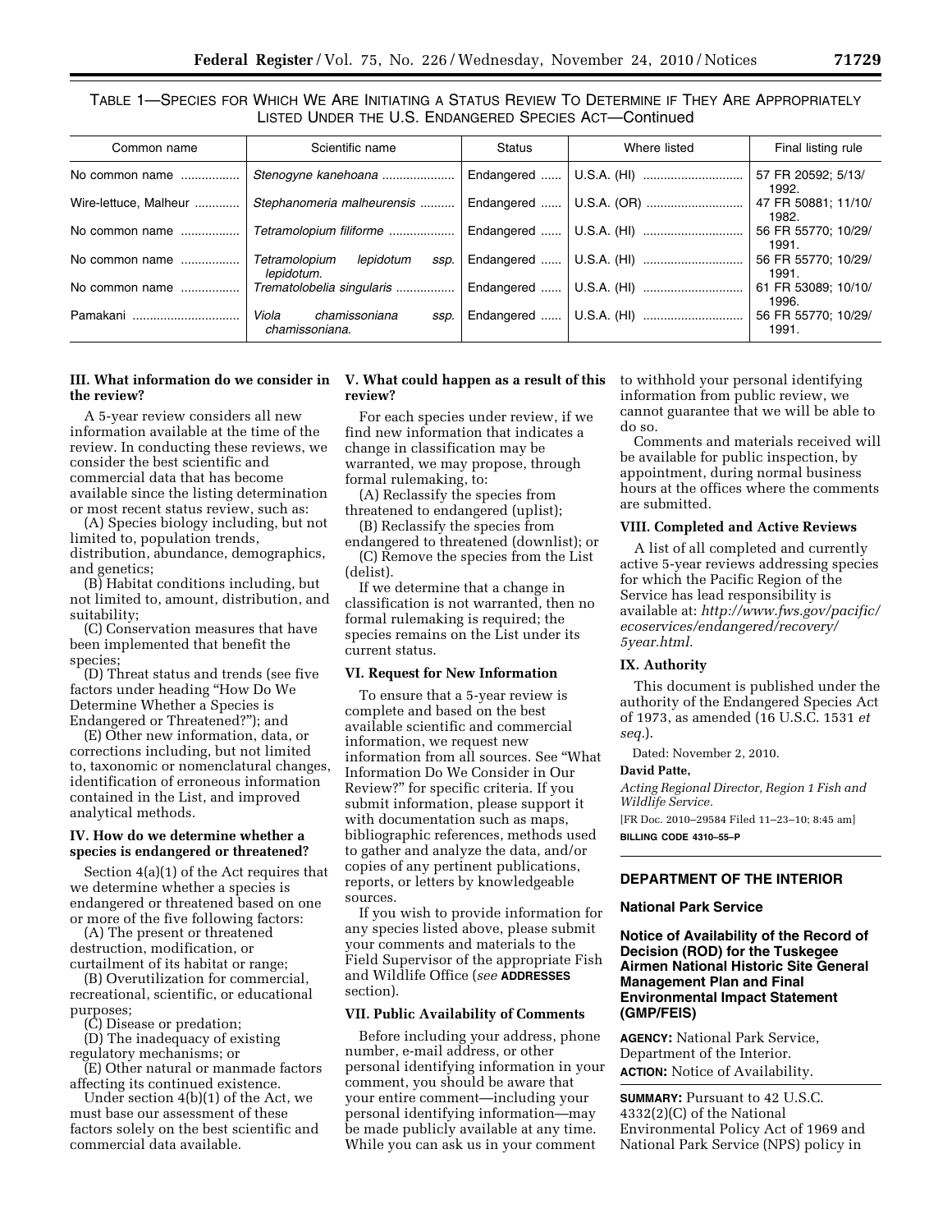TABLE 1—SPECIES FOR WHICH WE ARE INITIATING A STATUS REVIEW TO DETERMINE IF THEY ARE APPROPRIATELY LISTED UNDER THE U.S. ENDANGERED SPECIES ACT—Continued

| Common name | Scientific name | Status | Where listed | Final listing rule |
|---|---|---|---|---|
| No common name | *Stenogyne kanehoana* | Endangered | U.S.A. (HI) | 57 FR 20592; 5/13/1992. |
| Wire-lettuce, Malheur | *Stephanomeria malheurensis* | Endangered | U.S.A. (OR) | 47 FR 50881; 11/10/1982. |
| No common name | *Tetramolopium filiforme* | Endangered | U.S.A. (HI) | 56 FR 55770; 10/29/1991. |
| No common name | *Tetramolopium lepidotum* ssp. *lepidotum*. | Endangered | U.S.A. (HI) | 56 FR 55770; 10/29/1991. |
| No common name | *Trematolobelia singularis* | Endangered | U.S.A. (HI) | 61 FR 53089; 10/10/1996. |
| Pamakani | *Viola chamissoniana* ssp. *chamissoniana*. | Endangered | U.S.A. (HI) | 56 FR 55770; 10/29/1991. |

**III. What information do we consider in the review?**

A 5-year review considers all new information available at the time of the review. In conducting these reviews, we consider the best scientific and commercial data that has become available since the listing determination or most recent status review, such as:

(A) Species biology including, but not limited to, population trends, distribution, abundance, demographics, and genetics;

(B) Habitat conditions including, but not limited to, amount, distribution, and suitability;

(C) Conservation measures that have been implemented that benefit the species;

(D) Threat status and trends (see five factors under heading "How Do We Determine Whether a Species is Endangered or Threatened?"); and

(E) Other new information, data, or corrections including, but not limited to, taxonomic or nomenclatural changes, identification of erroneous information contained in the List, and improved analytical methods.

**IV. How do we determine whether a species is endangered or threatened?**

Section 4(a)(1) of the Act requires that we determine whether a species is endangered or threatened based on one or more of the five following factors:

(A) The present or threatened destruction, modification, or curtailment of its habitat or range;

(B) Overutilization for commercial, recreational, scientific, or educational purposes;

(C) Disease or predation;

(D) The inadequacy of existing regulatory mechanisms; or

(E) Other natural or manmade factors affecting its continued existence.

Under section 4(b)(1) of the Act, we must base our assessment of these factors solely on the best scientific and commercial data available.

**V. What could happen as a result of this review?**

For each species under review, if we find new information that indicates a change in classification may be warranted, we may propose, through formal rulemaking, to:

(A) Reclassify the species from threatened to endangered (uplist);

(B) Reclassify the species from endangered to threatened (downlist); or

(C) Remove the species from the List (delist).

If we determine that a change in classification is not warranted, then no formal rulemaking is required; the species remains on the List under its current status.

**VI. Request for New Information**

To ensure that a 5-year review is complete and based on the best available scientific and commercial information, we request new information from all sources. See "What Information Do We Consider in Our Review?" for specific criteria. If you submit information, please support it with documentation such as maps, bibliographic references, methods used to gather and analyze the data, and/or copies of any pertinent publications, reports, or letters by knowledgeable sources.

If you wish to provide information for any species listed above, please submit your comments and materials to the Field Supervisor of the appropriate Fish and Wildlife Office (*see* **ADDRESSES** section).

**VII. Public Availability of Comments**

Before including your address, phone number, e-mail address, or other personal identifying information in your comment, you should be aware that your entire comment—including your personal identifying information—may be made publicly available at any time. While you can ask us in your comment to withhold your personal identifying information from public review, we cannot guarantee that we will be able to do so.

Comments and materials received will be available for public inspection, by appointment, during normal business hours at the offices where the comments are submitted.

**VIII. Completed and Active Reviews**

A list of all completed and currently active 5-year reviews addressing species for which the Pacific Region of the Service has lead responsibility is available at: *http://www.fws.gov/pacific/ecoservices/endangered/recovery/5year.html.*

**IX. Authority**

This document is published under the authority of the Endangered Species Act of 1973, as amended (16 U.S.C. 1531 *et seq.*).

Dated: November 2, 2010.

**David Patte,**

*Acting Regional Director, Region 1 Fish and Wildlife Service.*

[FR Doc. 2010–29584 Filed 11–23–10; 8:45 am]

**BILLING CODE 4310–55–P**

---

**DEPARTMENT OF THE INTERIOR**

**National Park Service**

**Notice of Availability of the Record of Decision (ROD) for the Tuskegee Airmen National Historic Site General Management Plan and Final Environmental Impact Statement (GMP/FEIS)**

**AGENCY:** National Park Service, Department of the Interior.

**ACTION:** Notice of Availability.

**SUMMARY:** Pursuant to 42 U.S.C. 4332(2)(C) of the National Environmental Policy Act of 1969 and National Park Service (NPS) policy in